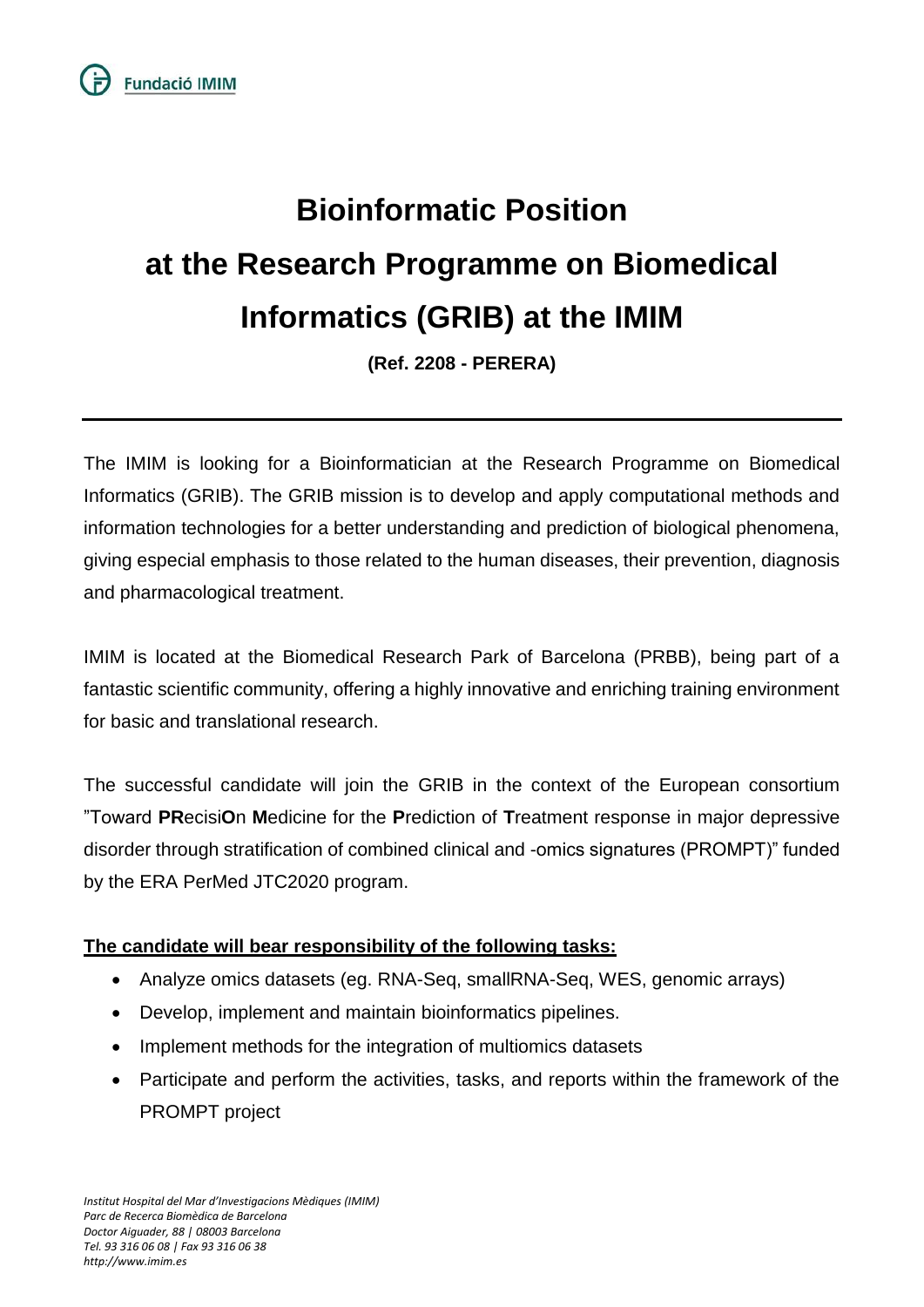# Bioinformatic Position at the Research Programme on Biomedical Informatics (GRIB) at the IMIM

**(Ref. 2208 - PERERA)**

The IMIM is looking for a Bioinformatician at the Research Programme on Biomedical Informatics (GRIB). The GRIB mission is to develop and apply computational methods and information technologies for a better understanding and prediction of biological phenomena, giving especial emphasis to those related to the human diseases, their prevention, diagnosis and pharmacological treatment.

IMIM is located at the Biomedical Research Park of Barcelona (PRBB), being part of a fantastic scientific community, offering a highly innovative and enriching training environment for basic and translational research.

The successful candidate will join the GRIB in the context of the European consortium "Toward **PR**ecisi**O**n **M**edicine for the **P**rediction of **T**reatment response in major depressive disorder through stratification of combined clinical and -omics signatures (PROMPT)" funded by the ERA PerMed JTC2020 program.

**The candidate will bear responsibility of the following tasks:**

- Analyze omics datasets (eg. RNA-Seq, smallRNA-Seq, WES, genomic arrays)
- Develop, implement and maintain bioinformatics pipelines.
- Implement methods for the integration of multiomics datasets
- Participate and perform the activities, tasks, and reports within the framework of the PROMPT project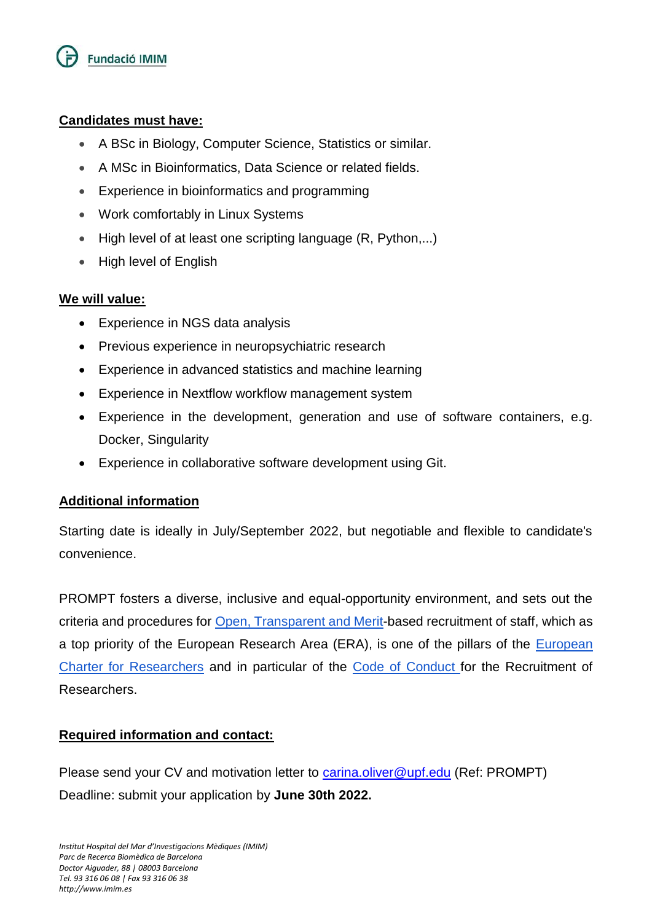**Candidates must have:**

- A BSc in Biology, Computer Science, Statistics or similar.
- A MSc in Bioinformatics, Data Science or related fields.
- Experience in bioinformatics and programming
- Work comfortably in Linux Systems
- High level of at least one scripting language (R, Python,...)
- High level of English

**We will value:**

- Experience in NGS data analysis
- Previous experience in neuropsychiatric research
- Experience in advanced statistics and machine learning
- Experience in Nextflow workflow management system
- Experience in the development, generation and use of software containers, e.g. Docker, Singularity
- Experience in collaborative software development using Git.

**Additional information**

Starting date is ideally in July/September 2022, but negotiable and flexible to candidate's convenience.

PROMPT fosters a diverse, inclusive and equal-opportunity environment, and sets out the criteria and procedures for Open, Transparent and Merit-based recruitment of staff, which as a top priority of the European Research Area (ERA), is one of the pillars of the European Charter for Researchers and in particular of the Code of Conduct for the Recruitment of Researchers.

**Required information and contact:**

Please send your CV and motivation letter to carina.oliver@upf.edu (Ref: PROMPT)
Deadline: submit your application by **June 30th 2022.**

*Institut Hospital del Mar d'Investigacions Mèdiques (IMIM)*
*Parc de Recerca Biomèdica de Barcelona*
*Doctor Aiguader, 88 | 08003 Barcelona*
*Tel. 93 316 06 08 | Fax 93 316 06 38*
*http://www.imim.es*